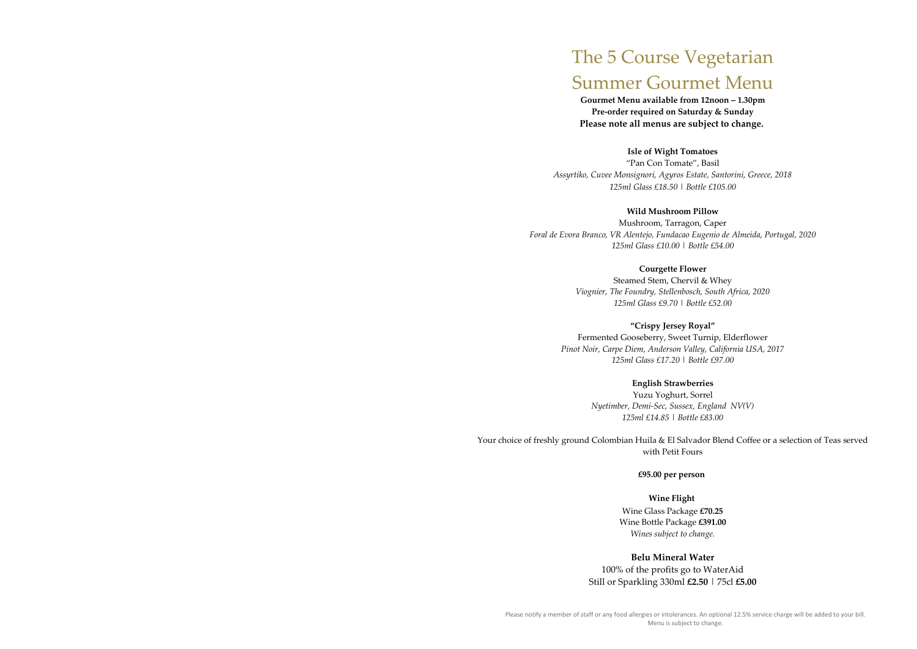# The 5 Course Vegetarian Summer Gourmet Menu

**Gourmet Menu available from 12noon – 1.30pm**
**Pre-order required on Saturday & Sunday**
**Please note all menus are subject to change.**

**Isle of Wight Tomatoes**
"Pan Con Tomate", Basil
*Assyrtiko, Cuvee Monsignori, Agyros Estate, Santorini, Greece, 2018*
*125ml Glass £18.50 | Bottle £105.00*

**Wild Mushroom Pillow**
Mushroom, Tarragon, Caper
*Foral de Evora Branco, VR Alentejo, Fundacao Eugenio de Almeida, Portugal, 2020*
*125ml Glass £10.00 | Bottle £54.00*

**Courgette Flower**
Steamed Stem, Chervil & Whey
*Viognier, The Foundry, Stellenbosch, South Africa, 2020*
*125ml Glass £9.70 | Bottle £52.00*

**"Crispy Jersey Royal"**
Fermented Gooseberry, Sweet Turnip, Elderflower
*Pinot Noir, Carpe Diem, Anderson Valley, California USA, 2017*
*125ml Glass £17.20 | Bottle £97.00*

**English Strawberries**
Yuzu Yoghurt, Sorrel
*Nyetimber, Demi-Sec, Sussex, England NV(V)*
*125ml £14.85 | Bottle £83.00*

Your choice of freshly ground Colombian Huila & El Salvador Blend Coffee or a selection of Teas served with Petit Fours

**£95.00 per person**

**Wine Flight**
Wine Glass Package **£70.25**
Wine Bottle Package **£391.00**
*Wines subject to change.*

**Belu Mineral Water**
100% of the profits go to WaterAid
Still or Sparkling 330ml **£2.50** | 75cl **£5.00**

Please notify a member of staff or any food allergies or intolerances. An optional 12.5% service charge will be added to your bill.
Menu is subject to change.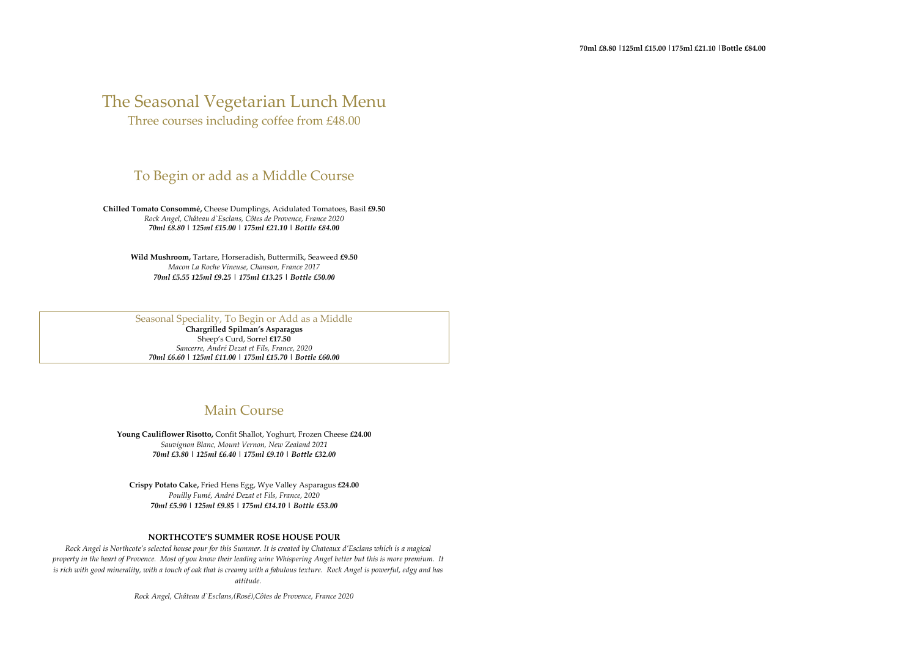70ml £8.80 |125ml £15.00 |175ml £21.10 |Bottle £84.00

# The Seasonal Vegetarian Lunch Menu

Three courses including coffee from £48.00

## To Begin or add as a Middle Course

**Chilled Tomato Consommé,** Cheese Dumplings, Acidulated Tomatoes, Basil **£9.50**
*Rock Angel, Château d`Esclans, Côtes de Provence, France 2020*
***70ml £8.80 | 125ml £15.00 | 175ml £21.10 | Bottle £84.00***

**Wild Mushroom,** Tartare, Horseradish, Buttermilk, Seaweed **£9.50**
*Macon La Roche Vineuse, Chanson, France 2017*
***70ml £5.55 125ml £9.25 | 175ml £13.25 | Bottle £50.00***

### Seasonal Speciality, To Begin or Add as a Middle

**Chargrilled Spilman's Asparagus**
Sheep's Curd, Sorrel **£17.50**
*Sancerre, André Dezat et Fils, France, 2020*
***70ml £6.60 | 125ml £11.00 | 175ml £15.70 | Bottle £60.00***

## Main Course

**Young Cauliflower Risotto,** Confit Shallot, Yoghurt, Frozen Cheese **£24.00**
*Sauvignon Blanc, Mount Vernon, New Zealand 2021*
***70ml £3.80 | 125ml £6.40 | 175ml £9.10 | Bottle £32.00***

**Crispy Potato Cake,** Fried Hens Egg, Wye Valley Asparagus **£24.00**
*Pouilly Fumé, André Dezat et Fils, France, 2020*
***70ml £5.90 | 125ml £9.85 | 175ml £14.10 | Bottle £53.00***

**NORTHCOTE'S SUMMER ROSE HOUSE POUR**

*Rock Angel is Northcote's selected house pour for this Summer. It is created by Chateaux d'Esclans which is a magical property in the heart of Provence. Most of you know their leading wine Whispering Angel better but this is more premium. It is rich with good minerality, with a touch of oak that is creamy with a fabulous texture. Rock Angel is powerful, edgy and has attitude.*

*Rock Angel, Château d`Esclans,(Rosé),Côtes de Provence, France 2020*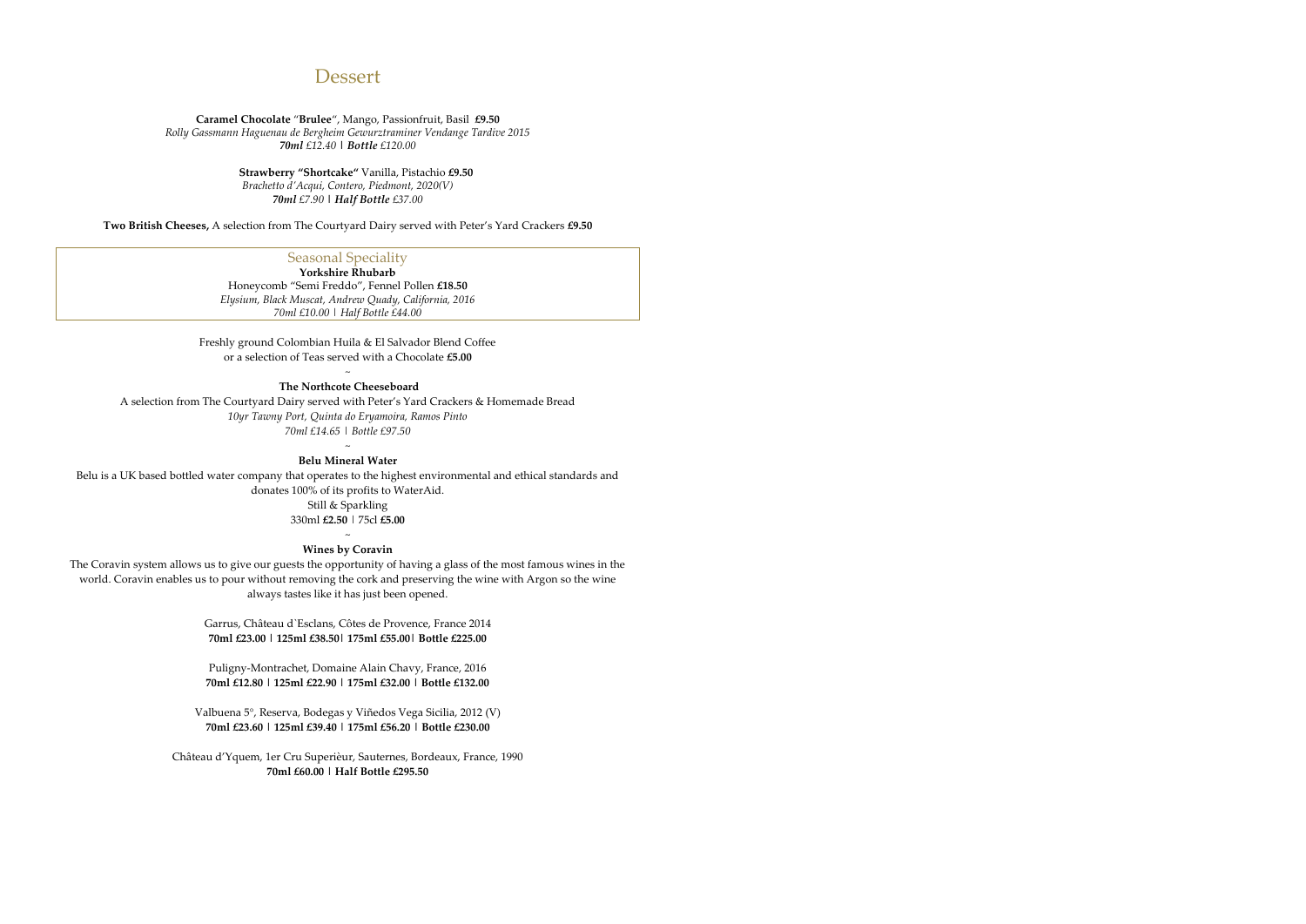# Dessert

**Caramel Chocolate** "**Brulee**", Mango, Passionfruit, Basil **£9.50**
*Rolly Gassmann Haguenau de Bergheim Gewurztraminer Vendange Tardive 2015*
***70ml** £12.40 | **Bottle** £120.00*

**Strawberry "Shortcake"** Vanilla, Pistachio **£9.50**
*Brachetto d'Acqui, Contero, Piedmont, 2020(V)*
***70ml** £7.90 | **Half Bottle** £37.00*

**Two British Cheeses,** A selection from The Courtyard Dairy served with Peter's Yard Crackers **£9.50**

## Seasonal Speciality

**Yorkshire Rhubarb**
Honeycomb "Semi Freddo", Fennel Pollen **£18.50**
*Elysium, Black Muscat, Andrew Quady, California, 2016*
*70ml £10.00 | Half Bottle £44.00*

Freshly ground Colombian Huila & El Salvador Blend Coffee
or a selection of Teas served with a Chocolate **£5.00**

~

**The Northcote Cheeseboard**
A selection from The Courtyard Dairy served with Peter's Yard Crackers & Homemade Bread
*10yr Tawny Port, Quinta do Eryamoira, Ramos Pinto*
*70ml £14.65 | Bottle £97.50*

~

**Belu Mineral Water**
Belu is a UK based bottled water company that operates to the highest environmental and ethical standards and donates 100% of its profits to WaterAid.
Still & Sparkling
330ml **£2.50** | 75cl **£5.00**

~

**Wines by Coravin**
The Coravin system allows us to give our guests the opportunity of having a glass of the most famous wines in the world. Coravin enables us to pour without removing the cork and preserving the wine with Argon so the wine always tastes like it has just been opened.

Garrus, Château d`Esclans, Côtes de Provence, France 2014
**70ml £23.00 | 125ml £38.50| 175ml £55.00| Bottle £225.00**

Puligny-Montrachet, Domaine Alain Chavy, France, 2016
**70ml £12.80 | 125ml £22.90 | 175ml £32.00 | Bottle £132.00**

Valbuena 5°, Reserva, Bodegas y Viñedos Vega Sicilia, 2012 (V)
**70ml £23.60 | 125ml £39.40 | 175ml £56.20 | Bottle £230.00**

Château d'Yquem, 1er Cru Superièur, Sauternes, Bordeaux, France, 1990
**70ml £60.00 | Half Bottle £295.50**